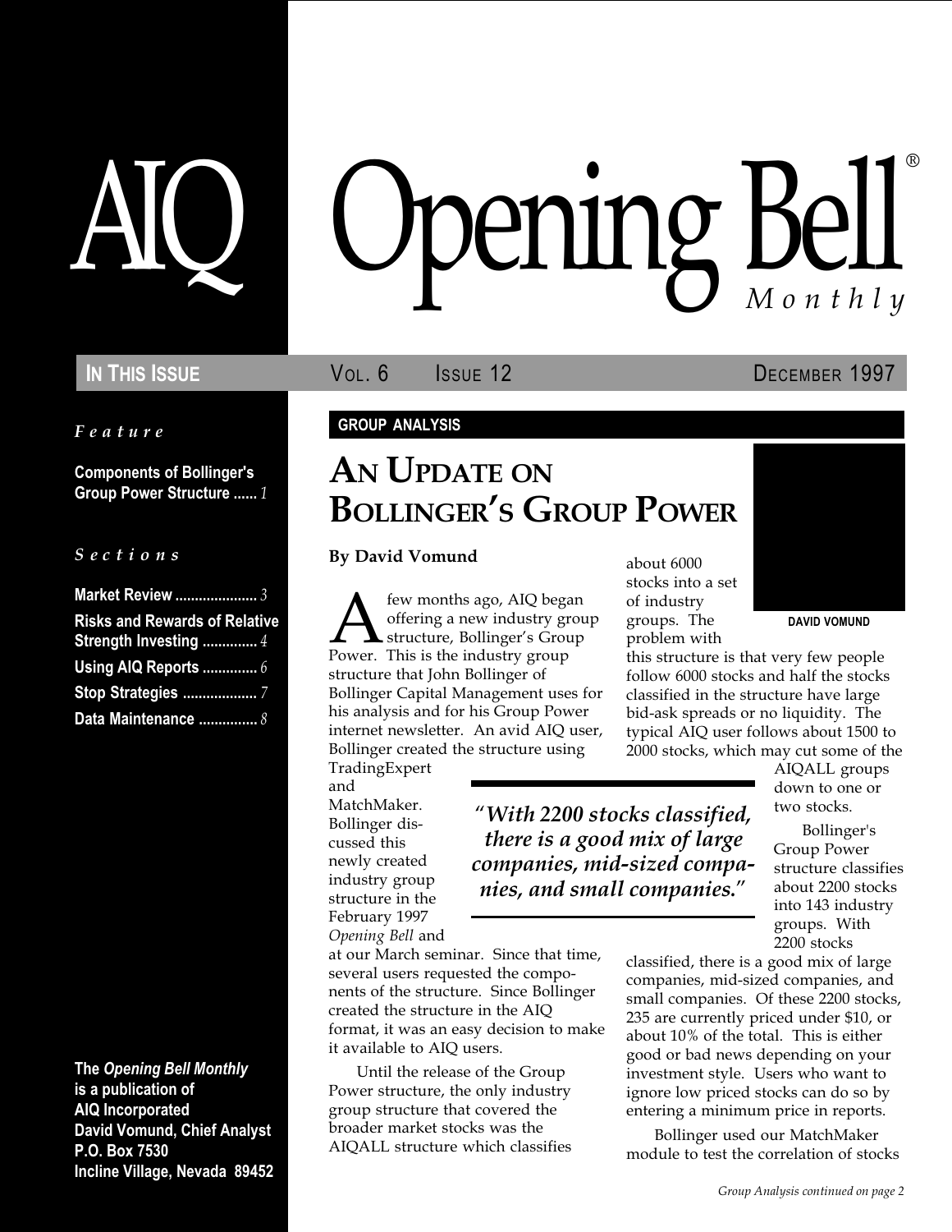# AIQ Opening Bell® Monthly

**IN THIS ISSUE** VOL. 6 ISSUE 12 DECEMBER 1997

*Feature*

**Components of Bollinger's Group Power Structure** ...... *1*

*Sections*

**Market Review** ..................... *3*
**Risks and Rewards of Relative Strength Investing** .............. *4*
**Using AIQ Reports** .............. *6*
**Stop Strategies** ................... *7*
**Data Maintenance** ............... *8*

**The *Opening Bell Monthly* is a publication of AIQ Incorporated**
**David Vomund, Chief Analyst**
**P.O. Box 7530**
**Incline Village, Nevada 89452**

**GROUP ANALYSIS**

## AN UPDATE ON BOLLINGER'S GROUP POWER

**By David Vomund**

DAVID VOMUND

A few months ago, AIQ began offering a new industry group structure, Bollinger's Group Power. This is the industry group structure that John Bollinger of Bollinger Capital Management uses for his analysis and for his Group Power internet newsletter. An avid AIQ user, Bollinger created the structure using TradingExpert and MatchMaker. Bollinger discussed this newly created industry group structure in the February 1997 *Opening Bell* and at our March seminar. Since that time, several users requested the components of the structure. Since Bollinger created the structure in the AIQ format, it was an easy decision to make it available to AIQ users.

Until the release of the Group Power structure, the only industry group structure that covered the broader market stocks was the AIQALL structure which classifies about 6000 stocks into a set of industry groups. The problem with this structure is that very few people follow 6000 stocks and half the stocks classified in the structure have large bid-ask spreads or no liquidity. The typical AIQ user follows about 1500 to 2000 stocks, which may cut some of the AIQALL groups down to one or two stocks.

*"With 2200 stocks classified, there is a good mix of large companies, mid-sized companies, and small companies."*

Bollinger's Group Power structure classifies about 2200 stocks into 143 industry groups. With 2200 stocks classified, there is a good mix of large companies, mid-sized companies, and small companies. Of these 2200 stocks, 235 are currently priced under $10, or about 10% of the total. This is either good or bad news depending on your investment style. Users who want to ignore low priced stocks can do so by entering a minimum price in reports.

Bollinger used our MatchMaker module to test the correlation of stocks

*Group Analysis continued on page 2*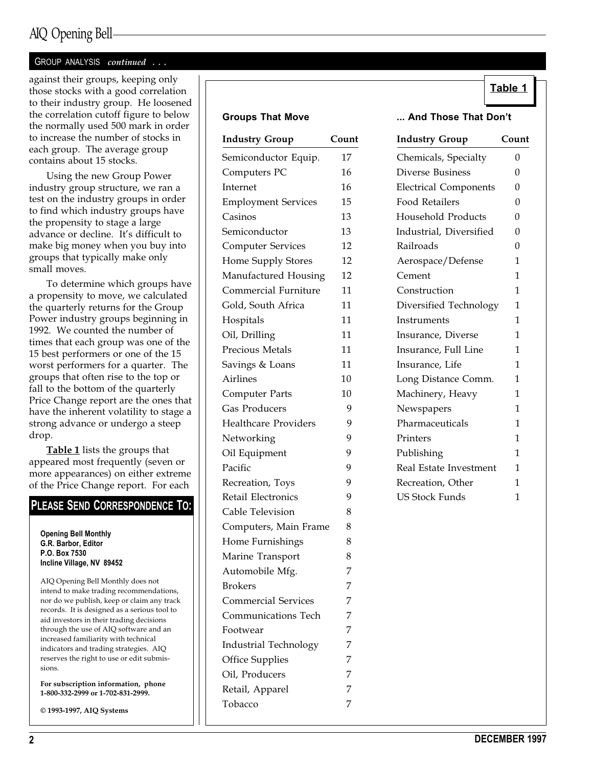GROUP ANALYSIS *continued . . .*

against their groups, keeping only those stocks with a good correlation to their industry group. He loosened the correlation cutoff figure to below the normally used 500 mark in order to increase the number of stocks in each group. The average group contains about 15 stocks.

Using the new Group Power industry group structure, we ran a test on the industry groups in order to find which industry groups have the propensity to stage a large advance or decline. It's difficult to make big money when you buy into groups that typically make only small moves.

To determine which groups have a propensity to move, we calculated the quarterly returns for the Group Power industry groups beginning in 1992. We counted the number of times that each group was one of the 15 best performers or one of the 15 worst performers for a quarter. The groups that often rise to the top or fall to the bottom of the quarterly Price Change report are the ones that have the inherent volatility to stage a strong advance or undergo a steep drop.

**Table 1** lists the groups that appeared most frequently (seven or more appearances) on either extreme of the Price Change report. For each

## PLEASE SEND CORRESPONDENCE TO:

**Opening Bell Monthly**
**G.R. Barbor, Editor**
**P.O. Box 7530**
**Incline Village, NV 89452**

AIQ Opening Bell Monthly does not intend to make trading recommendations, nor do we publish, keep or claim any track records. It is designed as a serious tool to aid investors in their trading decisions through the use of AIQ software and an increased familiarity with technical indicators and trading strategies. AIQ reserves the right to use or edit submissions.

**For subscription information, phone 1-800-332-2999 or 1-702-831-2999.**

**© 1993-1997, AIQ Systems**

**Table 1**

**Groups That Move**

| Industry Group | Count |
|---|---|
| Semiconductor Equip. | 17 |
| Computers PC | 16 |
| Internet | 16 |
| Employment Services | 15 |
| Casinos | 13 |
| Semiconductor | 13 |
| Computer Services | 12 |
| Home Supply Stores | 12 |
| Manufactured Housing | 12 |
| Commercial Furniture | 11 |
| Gold, South Africa | 11 |
| Hospitals | 11 |
| Oil, Drilling | 11 |
| Precious Metals | 11 |
| Savings & Loans | 11 |
| Airlines | 10 |
| Computer Parts | 10 |
| Gas Producers | 9 |
| Healthcare Providers | 9 |
| Networking | 9 |
| Oil Equipment | 9 |
| Pacific | 9 |
| Recreation, Toys | 9 |
| Retail Electronics | 9 |
| Cable Television | 8 |
| Computers, Main Frame | 8 |
| Home Furnishings | 8 |
| Marine Transport | 8 |
| Automobile Mfg. | 7 |
| Brokers | 7 |
| Commercial Services | 7 |
| Communications Tech | 7 |
| Footwear | 7 |
| Industrial Technology | 7 |
| Office Supplies | 7 |
| Oil, Producers | 7 |
| Retail, Apparel | 7 |
| Tobacco | 7 |

**... And Those That Don't**

| Industry Group | Count |
|---|---|
| Chemicals, Specialty | 0 |
| Diverse Business | 0 |
| Electrical Components | 0 |
| Food Retailers | 0 |
| Household Products | 0 |
| Industrial, Diversified | 0 |
| Railroads | 0 |
| Aerospace/Defense | 1 |
| Cement | 1 |
| Construction | 1 |
| Diversified Technology | 1 |
| Instruments | 1 |
| Insurance, Diverse | 1 |
| Insurance, Full Line | 1 |
| Insurance, Life | 1 |
| Long Distance Comm. | 1 |
| Machinery, Heavy | 1 |
| Newspapers | 1 |
| Pharmaceuticals | 1 |
| Printers | 1 |
| Publishing | 1 |
| Real Estate Investment | 1 |
| Recreation, Other | 1 |
| US Stock Funds | 1 |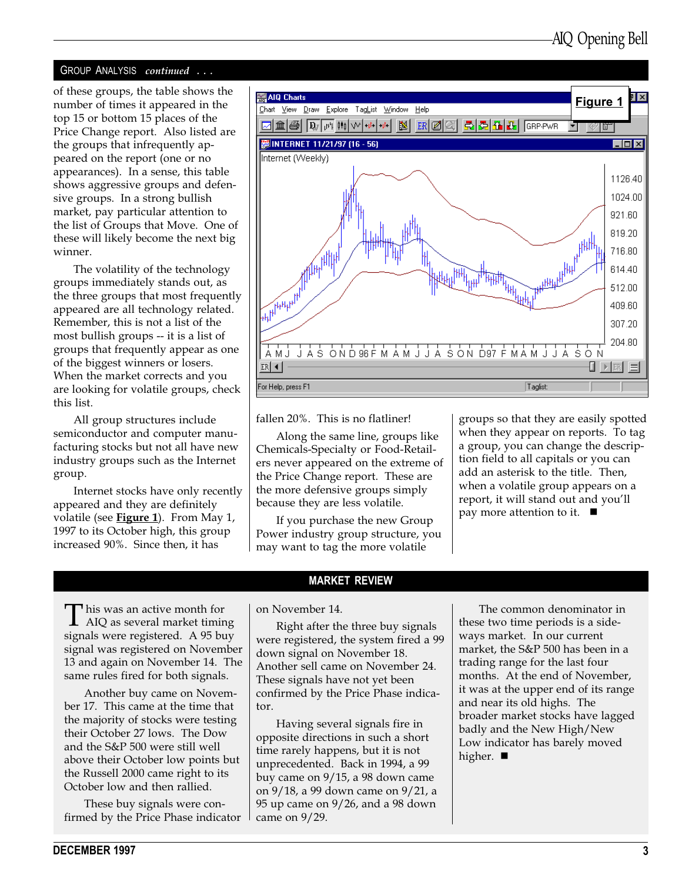## GROUP ANALYSIS *continued . . .*

of these groups, the table shows the number of times it appeared in the top 15 or bottom 15 places of the Price Change report. Also listed are the groups that infrequently appeared on the report (one or no appearances). In a sense, this table shows aggressive groups and defensive groups. In a strong bullish market, pay particular attention to the list of Groups that Move. One of these will likely become the next big winner.

The volatility of the technology groups immediately stands out, as the three groups that most frequently appeared are all technology related. Remember, this is not a list of the most bullish groups -- it is a list of groups that frequently appear as one of the biggest winners or losers. When the market corrects and you are looking for volatile groups, check this list.

All group structures include semiconductor and computer manufacturing stocks but not all have new industry groups such as the Internet group.

Internet stocks have only recently appeared and they are definitely volatile (see **Figure 1**). From May 1, 1997 to its October high, this group increased 90%. Since then, it has fallen 20%. This is no flatliner!

Along the same line, groups like Chemicals-Specialty or Food-Retailers never appeared on the extreme of the Price Change report. These are the more defensive groups simply because they are less volatile.

If you purchase the new Group Power industry group structure, you may want to tag the more volatile groups so that they are easily spotted when they appear on reports. To tag a group, you can change the description field to all capitals or you can add an asterisk to the title. Then, when a volatile group appears on a report, it will stand out and you'll pay more attention to it. ■

**Figure 1**

## MARKET REVIEW

This was an active month for AIQ as several market timing signals were registered. A 95 buy signal was registered on November 13 and again on November 14. The same rules fired for both signals.

Another buy came on November 17. This came at the time that the majority of stocks were testing their October 27 lows. The Dow and the S&P 500 were still well above their October low points but the Russell 2000 came right to its October low and then rallied.

These buy signals were confirmed by the Price Phase indicator on November 14.

Right after the three buy signals were registered, the system fired a 99 down signal on November 18. Another sell came on November 24. These signals have not yet been confirmed by the Price Phase indicator.

Having several signals fire in opposite directions in such a short time rarely happens, but it is not unprecedented. Back in 1994, a 99 buy came on 9/15, a 98 down came on 9/18, a 99 down came on 9/21, a 95 up came on 9/26, and a 98 down came on 9/29.

The common denominator in these two time periods is a sideways market. In our current market, the S&P 500 has been in a trading range for the last four months. At the end of November, it was at the upper end of its range and near its old highs. The broader market stocks have lagged badly and the New High/New Low indicator has barely moved higher. ■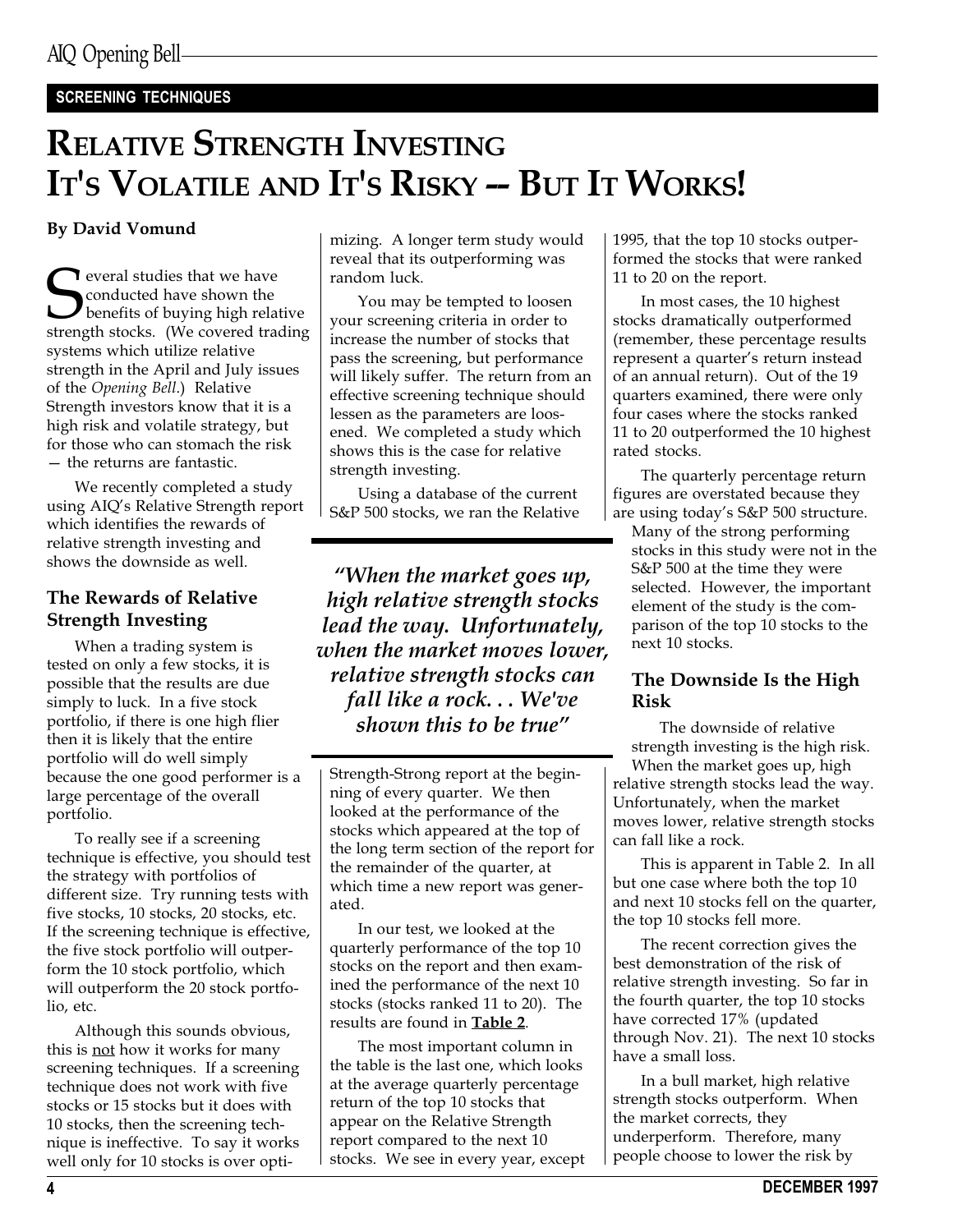**SCREENING TECHNIQUES**

# RELATIVE STRENGTH INVESTING IT'S VOLATILE AND IT'S RISKY -- BUT IT WORKS!

**By David Vomund**

Several studies that we have conducted have shown the benefits of buying high relative strength stocks. (We covered trading systems which utilize relative strength in the April and July issues of the *Opening Bell*.) Relative Strength investors know that it is a high risk and volatile strategy, but for those who can stomach the risk — the returns are fantastic.

We recently completed a study using AIQ's Relative Strength report which identifies the rewards of relative strength investing and shows the downside as well.

### The Rewards of Relative Strength Investing

When a trading system is tested on only a few stocks, it is possible that the results are due simply to luck. In a five stock portfolio, if there is one high flier then it is likely that the entire portfolio will do well simply because the one good performer is a large percentage of the overall portfolio.

To really see if a screening technique is effective, you should test the strategy with portfolios of different size. Try running tests with five stocks, 10 stocks, 20 stocks, etc. If the screening technique is effective, the five stock portfolio will outperform the 10 stock portfolio, which will outperform the 20 stock portfolio, etc.

Although this sounds obvious, this is not how it works for many screening techniques. If a screening technique does not work with five stocks or 15 stocks but it does with 10 stocks, then the screening technique is ineffective. To say it works well only for 10 stocks is over optimizing. A longer term study would reveal that its outperforming was random luck.

You may be tempted to loosen your screening criteria in order to increase the number of stocks that pass the screening, but performance will likely suffer. The return from an effective screening technique should lessen as the parameters are loosened. We completed a study which shows this is the case for relative strength investing.

Using a database of the current S&P 500 stocks, we ran the Relative Strength-Strong report at the beginning of every quarter. We then looked at the performance of the stocks which appeared at the top of the long term section of the report for the remainder of the quarter, at which time a new report was generated.

*"When the market goes up, high relative strength stocks lead the way. Unfortunately, when the market moves lower, relative strength stocks can fall like a rock. . . We've shown this to be true"*

In our test, we looked at the quarterly performance of the top 10 stocks on the report and then examined the performance of the next 10 stocks (stocks ranked 11 to 20). The results are found in **Table 2**.

The most important column in the table is the last one, which looks at the average quarterly percentage return of the top 10 stocks that appear on the Relative Strength report compared to the next 10 stocks. We see in every year, except 1995, that the top 10 stocks outperformed the stocks that were ranked 11 to 20 on the report.

In most cases, the 10 highest stocks dramatically outperformed (remember, these percentage results represent a quarter's return instead of an annual return). Out of the 19 quarters examined, there were only four cases where the stocks ranked 11 to 20 outperformed the 10 highest rated stocks.

The quarterly percentage return figures are overstated because they are using today's S&P 500 structure. Many of the strong performing stocks in this study were not in the S&P 500 at the time they were selected. However, the important element of the study is the comparison of the top 10 stocks to the next 10 stocks.

### The Downside Is the High Risk

The downside of relative strength investing is the high risk. When the market goes up, high relative strength stocks lead the way. Unfortunately, when the market moves lower, relative strength stocks can fall like a rock.

This is apparent in Table 2. In all but one case where both the top 10 and next 10 stocks fell on the quarter, the top 10 stocks fell more.

The recent correction gives the best demonstration of the risk of relative strength investing. So far in the fourth quarter, the top 10 stocks have corrected 17% (updated through Nov. 21). The next 10 stocks have a small loss.

In a bull market, high relative strength stocks outperform. When the market corrects, they underperform. Therefore, many people choose to lower the risk by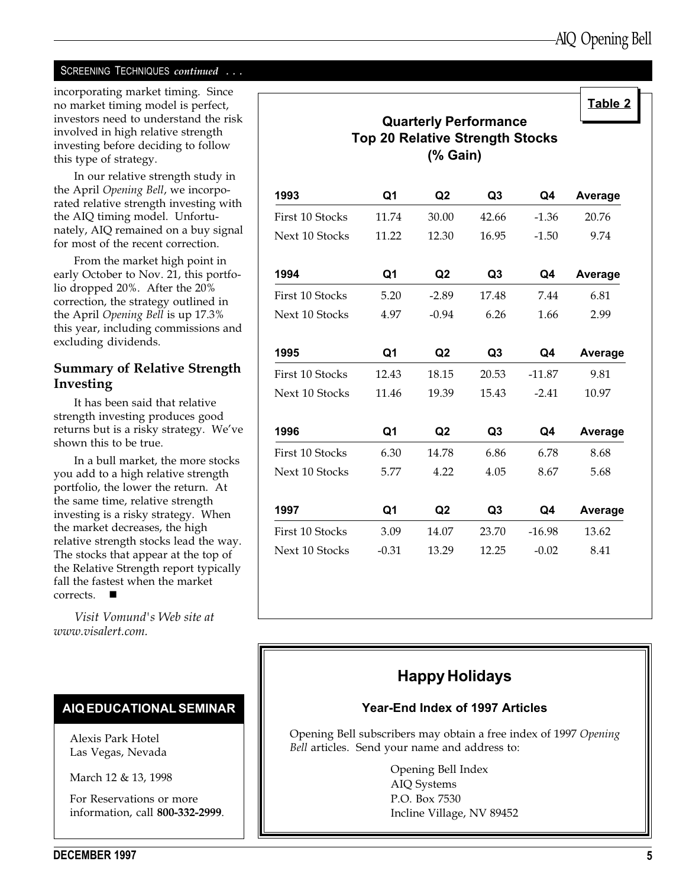SCREENING TECHNIQUES *continued* . . .

incorporating market timing. Since no market timing model is perfect, investors need to understand the risk involved in high relative strength investing before deciding to follow this type of strategy.

In our relative strength study in the April *Opening Bell*, we incorporated relative strength investing with the AIQ timing model. Unfortunately, AIQ remained on a buy signal for most of the recent correction.

From the market high point in early October to Nov. 21, this portfolio dropped 20%. After the 20% correction, the strategy outlined in the April *Opening Bell* is up 17.3% this year, including commissions and excluding dividends.

### Summary of Relative Strength Investing

It has been said that relative strength investing produces good returns but is a risky strategy. We've shown this to be true.

In a bull market, the more stocks you add to a high relative strength portfolio, the lower the return. At the same time, relative strength investing is a risky strategy. When the market decreases, the high relative strength stocks lead the way. The stocks that appear at the top of the Relative Strength report typically fall the fastest when the market corrects. ■

*Visit Vomund's Web site at www.visalert.com.*

**Table 2**

**Quarterly Performance**
**Top 20 Relative Strength Stocks**
**(% Gain)**

| 1993 | Q1 | Q2 | Q3 | Q4 | Average |
|---|---|---|---|---|---|
| First 10 Stocks | 11.74 | 30.00 | 42.66 | -1.36 | 20.76 |
| Next 10 Stocks | 11.22 | 12.30 | 16.95 | -1.50 | 9.74 |
| **1994** | **Q1** | **Q2** | **Q3** | **Q4** | **Average** |
| First 10 Stocks | 5.20 | -2.89 | 17.48 | 7.44 | 6.81 |
| Next 10 Stocks | 4.97 | -0.94 | 6.26 | 1.66 | 2.99 |
| **1995** | **Q1** | **Q2** | **Q3** | **Q4** | **Average** |
| First 10 Stocks | 12.43 | 18.15 | 20.53 | -11.87 | 9.81 |
| Next 10 Stocks | 11.46 | 19.39 | 15.43 | -2.41 | 10.97 |
| **1996** | **Q1** | **Q2** | **Q3** | **Q4** | **Average** |
| First 10 Stocks | 6.30 | 14.78 | 6.86 | 6.78 | 8.68 |
| Next 10 Stocks | 5.77 | 4.22 | 4.05 | 8.67 | 5.68 |
| **1997** | **Q1** | **Q2** | **Q3** | **Q4** | **Average** |
| First 10 Stocks | 3.09 | 14.07 | 23.70 | -16.98 | 13.62 |
| Next 10 Stocks | -0.31 | 13.29 | 12.25 | -0.02 | 8.41 |

## AIQ EDUCATIONAL SEMINAR

Alexis Park Hotel
Las Vegas, Nevada

March 12 & 13, 1998

For Reservations or more information, call **800-332-2999**.

## Happy Holidays

**Year-End Index of 1997 Articles**

Opening Bell subscribers may obtain a free index of 1997 *Opening Bell* articles. Send your name and address to:

Opening Bell Index
AIQ Systems
P.O. Box 7530
Incline Village, NV 89452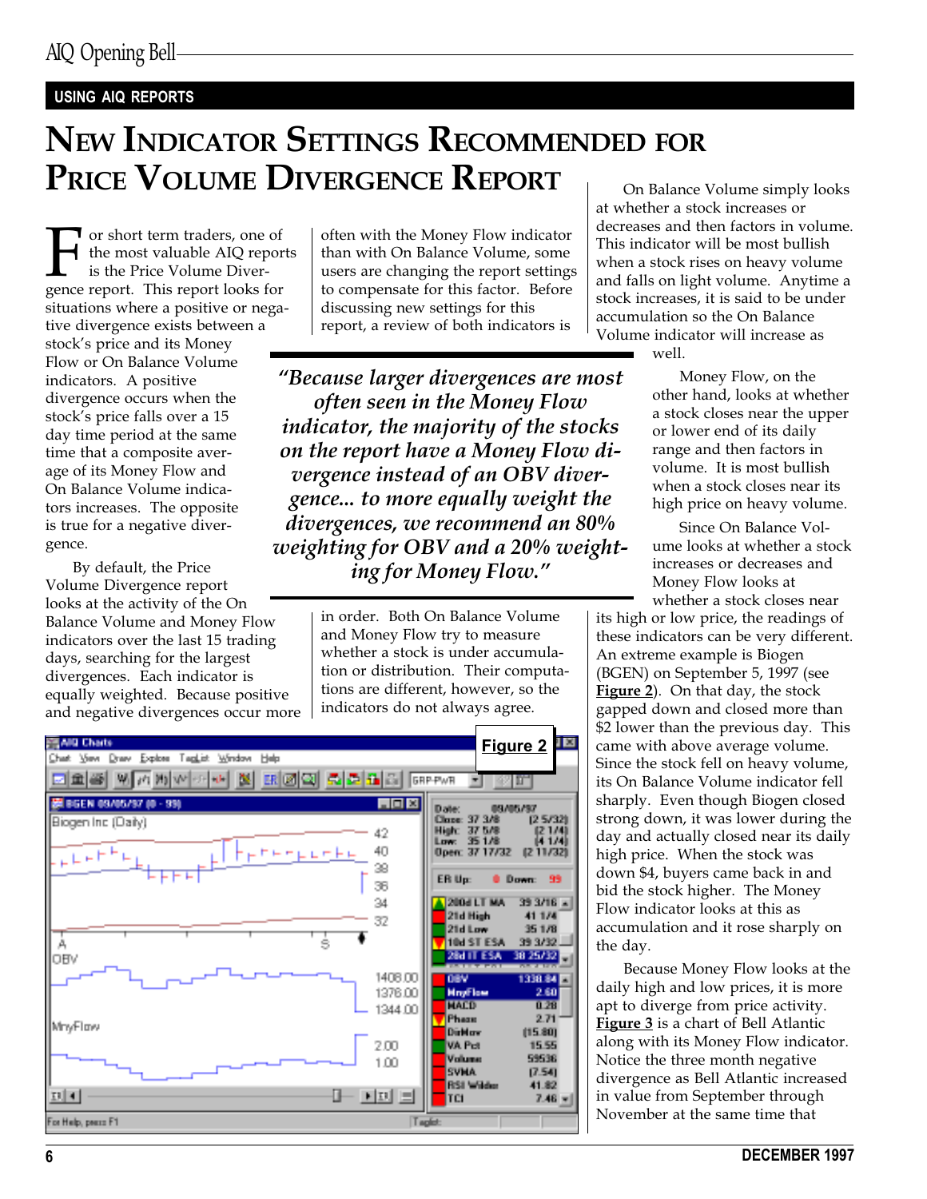USING AIQ REPORTS

# NEW INDICATOR SETTINGS RECOMMENDED FOR PRICE VOLUME DIVERGENCE REPORT

For short term traders, one of the most valuable AIQ reports is the Price Volume Divergence report. This report looks for situations where a positive or negative divergence exists between a stock's price and its Money Flow or On Balance Volume indicators. A positive divergence occurs when the stock's price falls over a 15 day time period at the same time that a composite average of its Money Flow and On Balance Volume indicators increases. The opposite is true for a negative divergence.

By default, the Price Volume Divergence report looks at the activity of the On Balance Volume and Money Flow indicators over the last 15 trading days, searching for the largest divergences. Each indicator is equally weighted. Because positive and negative divergences occur more often with the Money Flow indicator than with On Balance Volume, some users are changing the report settings to compensate for this factor. Before discussing new settings for this report, a review of both indicators is in order. Both On Balance Volume and Money Flow try to measure whether a stock is under accumulation or distribution. Their computations are different, however, so the indicators do not always agree.

> *"Because larger divergences are most often seen in the Money Flow indicator, the majority of the stocks on the report have a Money Flow divergence instead of an OBV divergence... to more equally weight the divergences, we recommend an 80% weighting for OBV and a 20% weighting for Money Flow."*

On Balance Volume simply looks at whether a stock increases or decreases and then factors in volume. This indicator will be most bullish when a stock rises on heavy volume and falls on light volume. Anytime a stock increases, it is said to be under accumulation so the On Balance Volume indicator will increase as well.

Money Flow, on the other hand, looks at whether a stock closes near the upper or lower end of its daily range and then factors in volume. It is most bullish when a stock closes near its high price on heavy volume.

Since On Balance Volume looks at whether a stock increases or decreases and Money Flow looks at whether a stock closes near its high or low price, the readings of these indicators can be very different. An extreme example is Biogen (BGEN) on September 5, 1997 (see **Figure 2**). On that day, the stock gapped down and closed more than $2 lower than the previous day. This came with above average volume. Since the stock fell on heavy volume, its On Balance Volume indicator fell sharply. Even though Biogen closed strong down, it was lower during the day and actually closed near its daily high price. When the stock was down $4, buyers came back in and bid the stock higher. The Money Flow indicator looks at this as accumulation and it rose sharply on the day.

Because Money Flow looks at the daily high and low prices, it is more apt to diverge from price activity. **Figure 3** is a chart of Bell Atlantic along with its Money Flow indicator. Notice the three month negative divergence as Bell Atlantic increased in value from September through November at the same time that

**Figure 2**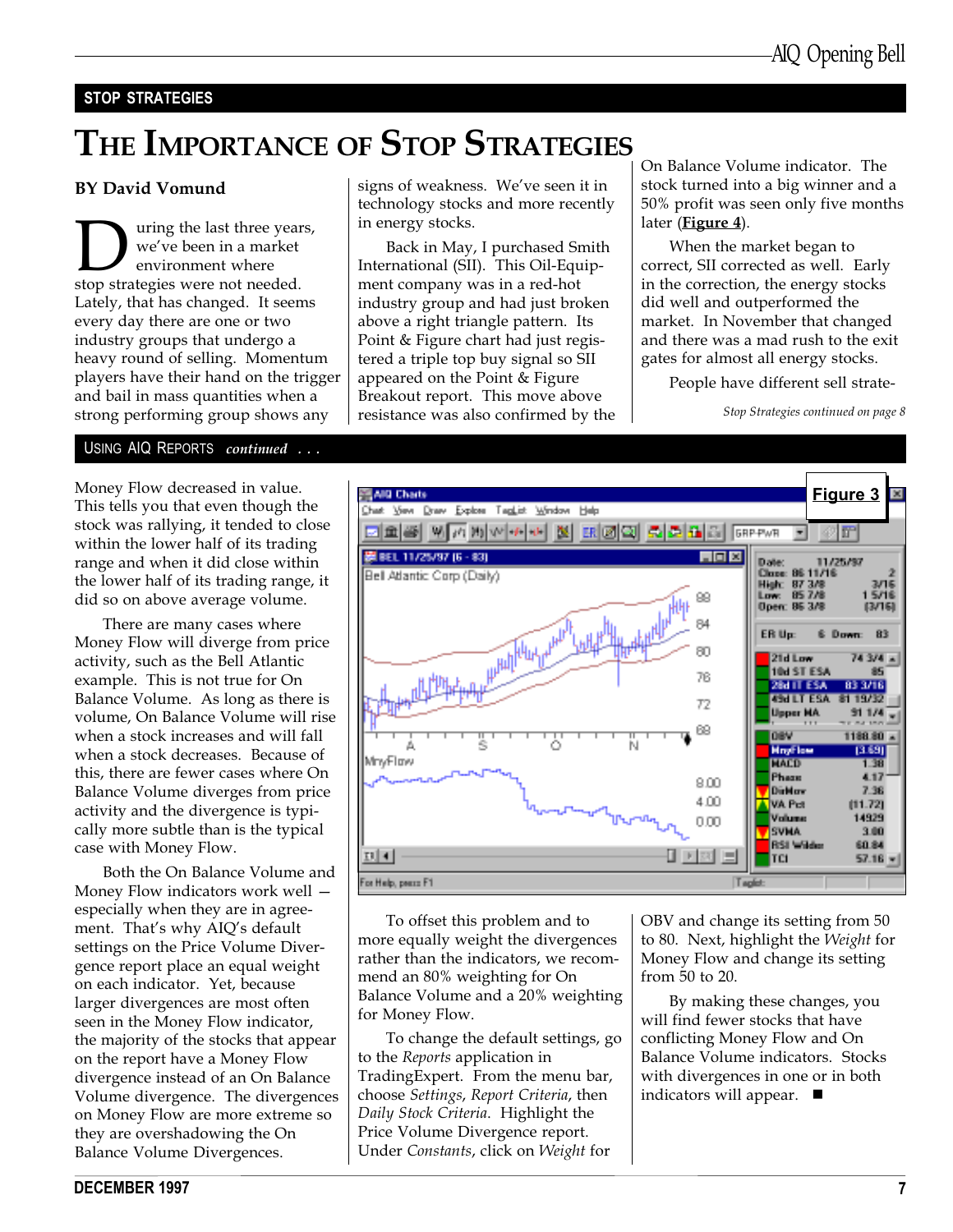## STOP STRATEGIES

# The Importance of Stop Strategies

**BY David Vomund**

During the last three years, we've been in a market environment where stop strategies were not needed. Lately, that has changed. It seems every day there are one or two industry groups that undergo a heavy round of selling. Momentum players have their hand on the trigger and bail in mass quantities when a strong performing group shows any signs of weakness. We've seen it in technology stocks and more recently in energy stocks.

Back in May, I purchased Smith International (SII). This Oil-Equipment company was in a red-hot industry group and had just broken above a right triangle pattern. Its Point & Figure chart had just registered a triple top buy signal so SII appeared on the Point & Figure Breakout report. This move above resistance was also confirmed by the On Balance Volume indicator. The stock turned into a big winner and a 50% profit was seen only five months later (**Figure 4**).

When the market began to correct, SII corrected as well. Early in the correction, the energy stocks did well and outperformed the market. In November that changed and there was a mad rush to the exit gates for almost all energy stocks.

People have different sell strate-

*Stop Strategies continued on page 8*

## Using AIQ Reports *continued . . .*

Money Flow decreased in value. This tells you that even though the stock was rallying, it tended to close within the lower half of its trading range and when it did close within the lower half of its trading range, it did so on above average volume.

There are many cases where Money Flow will diverge from price activity, such as the Bell Atlantic example. This is not true for On Balance Volume. As long as there is volume, On Balance Volume will rise when a stock increases and will fall when a stock decreases. Because of this, there are fewer cases where On Balance Volume diverges from price activity and the divergence is typically more subtle than is the typical case with Money Flow.

Both the On Balance Volume and Money Flow indicators work well — especially when they are in agreement. That's why AIQ's default settings on the Price Volume Divergence report place an equal weight on each indicator. Yet, because larger divergences are most often seen in the Money Flow indicator, the majority of the stocks that appear on the report have a Money Flow divergence instead of an On Balance Volume divergence. The divergences on Money Flow are more extreme so they are overshadowing the On Balance Volume Divergences.

**Figure 3**

To offset this problem and to more equally weight the divergences rather than the indicators, we recommend an 80% weighting for On Balance Volume and a 20% weighting for Money Flow.

To change the default settings, go to the *Reports* application in TradingExpert. From the menu bar, choose *Settings*, *Report Criteria*, then *Daily Stock Criteria*. Highlight the Price Volume Divergence report. Under *Constants*, click on *Weight* for OBV and change its setting from 50 to 80. Next, highlight the *Weight* for Money Flow and change its setting from 50 to 20.

By making these changes, you will find fewer stocks that have conflicting Money Flow and On Balance Volume indicators. Stocks with divergences in one or in both indicators will appear. ■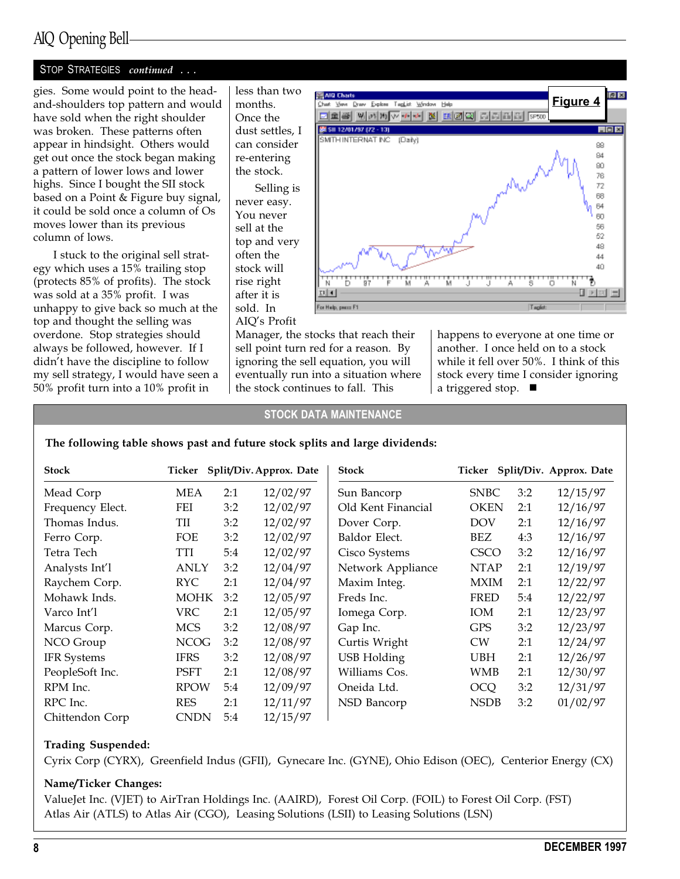## Stop Strategies *continued . . .*

gies. Some would point to the head-and-shoulders top pattern and would have sold when the right shoulder was broken. These patterns often appear in hindsight. Others would get out once the stock began making a pattern of lower lows and lower highs. Since I bought the SII stock based on a Point & Figure buy signal, it could be sold once a column of Os moves lower than its previous column of lows.

I stuck to the original sell strategy which uses a 15% trailing stop (protects 85% of profits). The stock was sold at a 35% profit. I was unhappy to give back so much at the top and thought the selling was overdone. Stop strategies should always be followed, however. If I didn't have the discipline to follow my sell strategy, I would have seen a 50% profit turn into a 10% profit in less than two months. Once the dust settles, I can consider re-entering the stock.

Selling is never easy. You never sell at the top and very often the stock will rise right after it is sold. In AIQ's Profit Manager, the stocks that reach their sell point turn red for a reason. By ignoring the sell equation, you will eventually run into a situation where the stock continues to fall. This happens to everyone at one time or another. I once held on to a stock while it fell over 50%. I think of this stock every time I consider ignoring a triggered stop. ■

Figure 4

AIQ Charts
SII 12/01/97 (72 - 13)
SMITH INTERNAT INC (Daily)
88
84
80
76
72
68
64
60
56
52
48
44
40
N D 97 F M A M J J A S O N D

## Stock Data Maintenance

**The following table shows past and future stock splits and large dividends:**

| Stock | Ticker | Split/Div. | Approx. Date |
|---|---|---|---|
| Mead Corp | MEA | 2:1 | 12/02/97 |
| Frequency Elect. | FEI | 3:2 | 12/02/97 |
| Thomas Indus. | TII | 3:2 | 12/02/97 |
| Ferro Corp. | FOE | 3:2 | 12/02/97 |
| Tetra Tech | TTI | 5:4 | 12/02/97 |
| Analysts Int'l | ANLY | 3:2 | 12/04/97 |
| Raychem Corp. | RYC | 2:1 | 12/04/97 |
| Mohawk Inds. | MOHK | 3:2 | 12/05/97 |
| Varco Int'l | VRC | 2:1 | 12/05/97 |
| Marcus Corp. | MCS | 3:2 | 12/08/97 |
| NCO Group | NCOG | 3:2 | 12/08/97 |
| IFR Systems | IFRS | 3:2 | 12/08/97 |
| PeopleSoft Inc. | PSFT | 2:1 | 12/08/97 |
| RPM Inc. | RPOW | 5:4 | 12/09/97 |
| RPC Inc. | RES | 2:1 | 12/11/97 |
| Chittendon Corp | CNDN | 5:4 | 12/15/97 |
| Sun Bancorp | SNBC | 3:2 | 12/15/97 |
| Old Kent Financial | OKEN | 2:1 | 12/16/97 |
| Dover Corp. | DOV | 2:1 | 12/16/97 |
| Baldor Elect. | BEZ | 4:3 | 12/16/97 |
| Cisco Systems | CSCO | 3:2 | 12/16/97 |
| Network Appliance | NTAP | 2:1 | 12/19/97 |
| Maxim Integ. | MXIM | 2:1 | 12/22/97 |
| Freds Inc. | FRED | 5:4 | 12/22/97 |
| Iomega Corp. | IOM | 2:1 | 12/23/97 |
| Gap Inc. | GPS | 3:2 | 12/23/97 |
| Curtis Wright | CW | 2:1 | 12/24/97 |
| USB Holding | UBH | 2:1 | 12/26/97 |
| Williams Cos. | WMB | 2:1 | 12/30/97 |
| Oneida Ltd. | OCQ | 3:2 | 12/31/97 |
| NSD Bancorp | NSDB | 3:2 | 01/02/97 |

**Trading Suspended:**

Cyrix Corp (CYRX), Greenfield Indus (GFII), Gynecare Inc. (GYNE), Ohio Edison (OEC), Centerior Energy (CX)

**Name/Ticker Changes:**

ValueJet Inc. (VJET) to AirTran Holdings Inc. (AAIRD), Forest Oil Corp. (FOIL) to Forest Oil Corp. (FST)
Atlas Air (ATLS) to Atlas Air (CGO), Leasing Solutions (LSII) to Leasing Solutions (LSN)